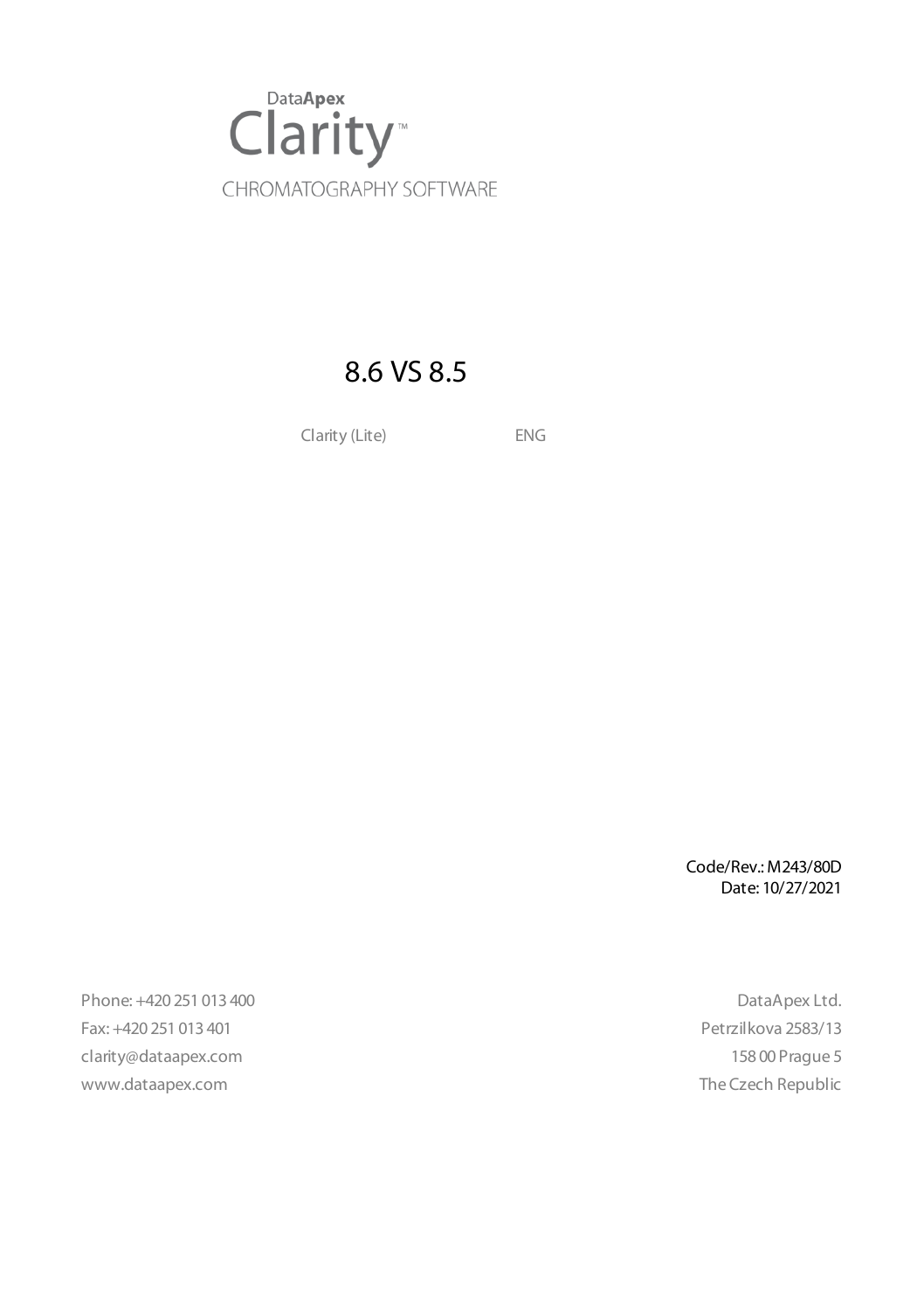DataApex

# Clarity™

CHROMATOGRAPHY SOFTWARE

## 8.6 VS 8.5

Clarity (Lite) ENG

Code/Rev.: M243/80D
Date: 10/27/2021

Phone: +420 251 013 400
Fax: +420 251 013 401
clarity@dataapex.com
www.dataapex.com

DataApex Ltd.
Petrzilkova 2583/13
158 00 Prague 5
The Czech Republic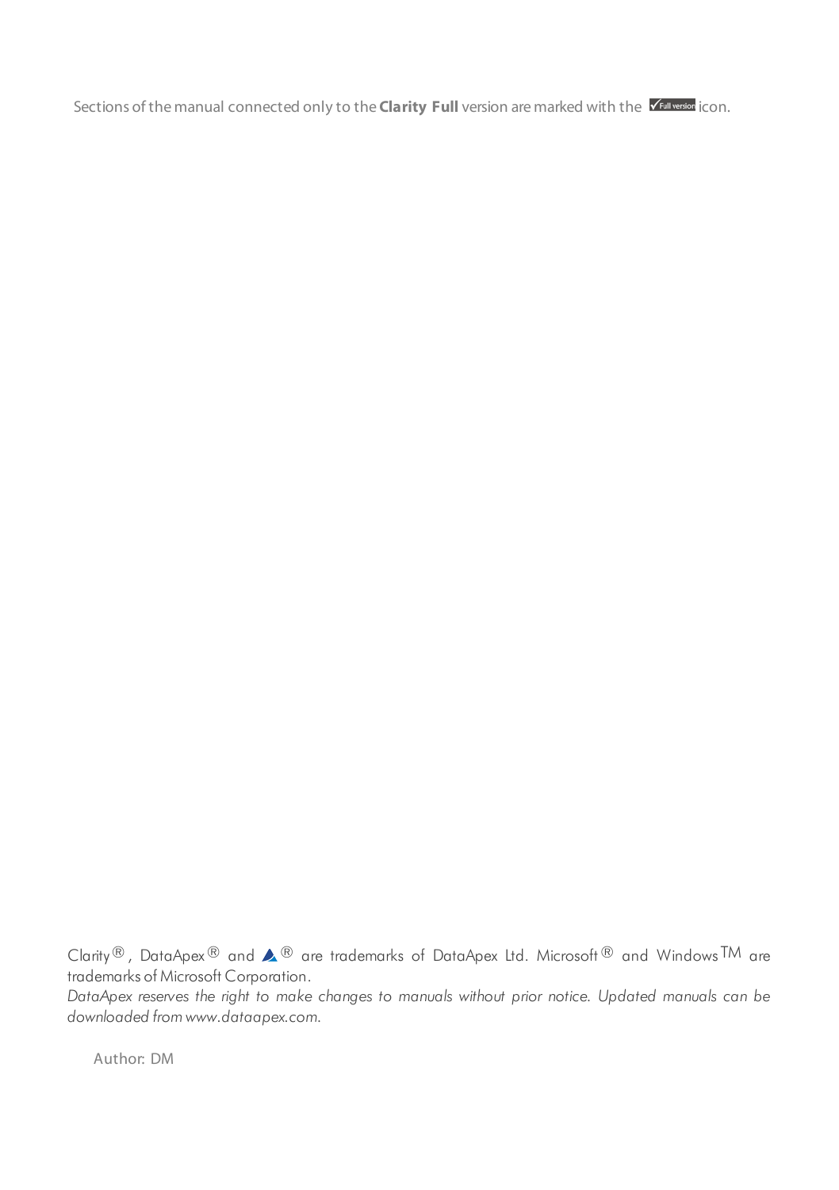Sections of the manual connected only to the **Clarity Full** version are marked with the ✓Full version icon.

Clarity®, DataApex® and ® are trademarks of DataApex Ltd. Microsoft® and Windows™ are trademarks of Microsoft Corporation.

*DataApex reserves the right to make changes to manuals without prior notice. Updated manuals can be downloaded from www.dataapex.com.*

Author: DM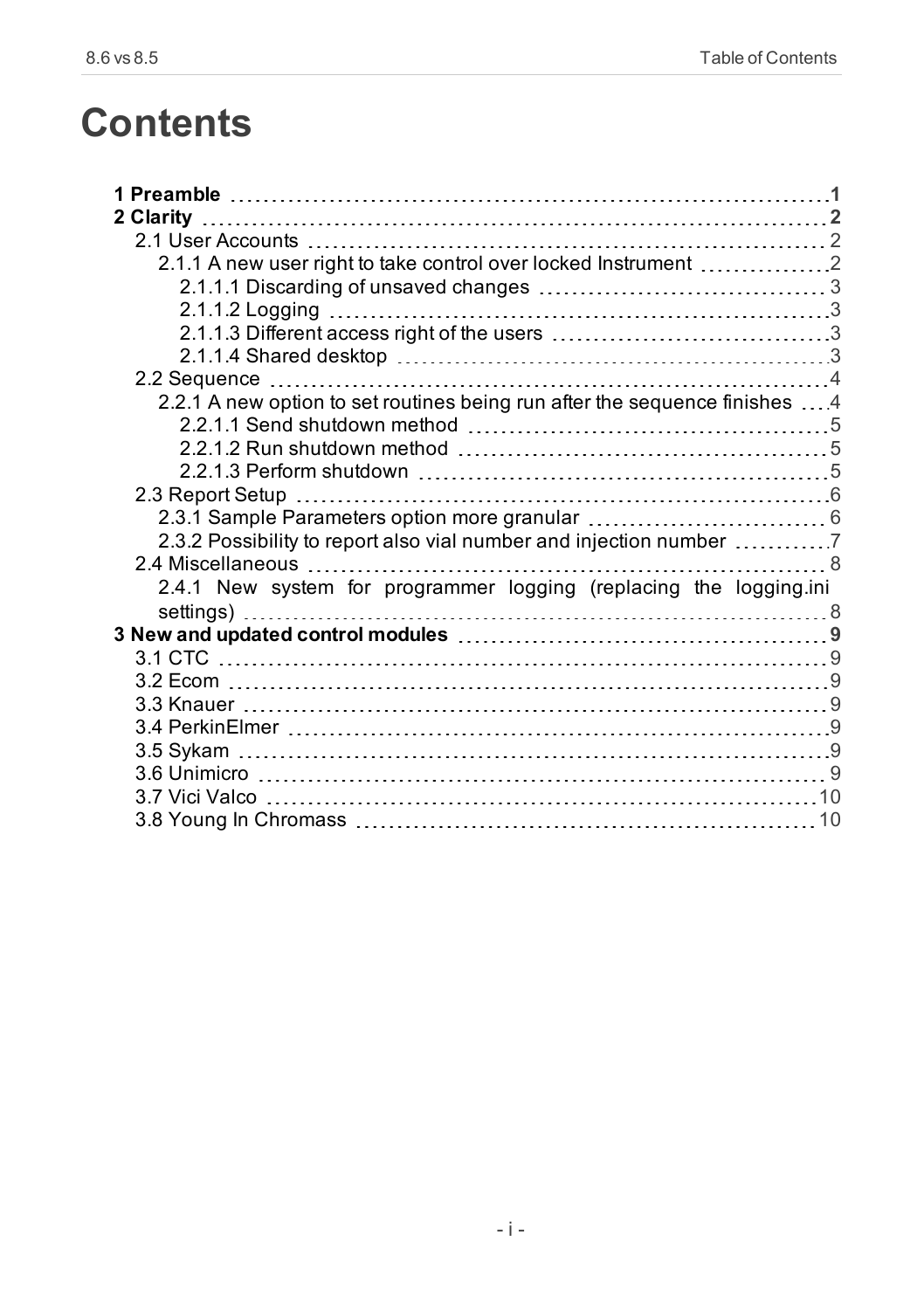# Contents

**1 Preamble** 1

**2 Clarity** 2

- 2.1 User Accounts 2
  - 2.1.1 A new user right to take control over locked Instrument 2
    - 2.1.1.1 Discarding of unsaved changes 3
    - 2.1.1.2 Logging 3
    - 2.1.1.3 Different access right of the users 3
    - 2.1.1.4 Shared desktop 3
- 2.2 Sequence 4
  - 2.2.1 A new option to set routines being run after the sequence finishes 4
    - 2.2.1.1 Send shutdown method 5
    - 2.2.1.2 Run shutdown method 5
    - 2.2.1.3 Perform shutdown 5
- 2.3 Report Setup 6
  - 2.3.1 Sample Parameters option more granular 6
  - 2.3.2 Possibility to report also vial number and injection number 7
- 2.4 Miscellaneous 8
  - 2.4.1 New system for programmer logging (replacing the logging.ini settings) 8

**3 New and updated control modules** 9

- 3.1 CTC 9
- 3.2 Ecom 9
- 3.3 Knauer 9
- 3.4 PerkinElmer 9
- 3.5 Sykam 9
- 3.6 Unimicro 9
- 3.7 Vici Valco 10
- 3.8 Young In Chromass 10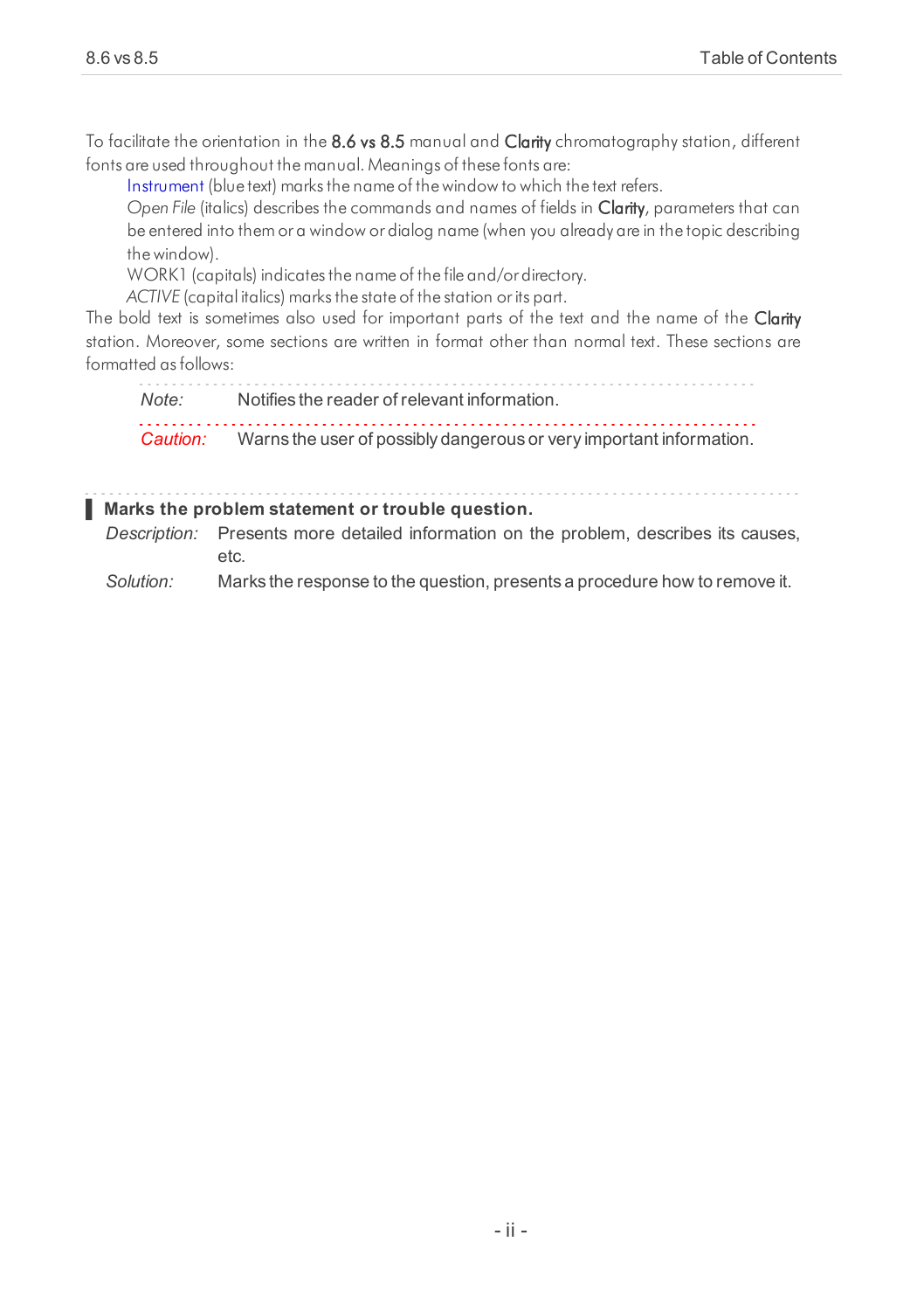To facilitate the orientation in the **8.6 vs 8.5** manual and **Clarity** chromatography station, different fonts are used throughout the manual. Meanings of these fonts are:

Instrument (blue text) marks the name of the window to which the text refers.

*Open File* (italics) describes the commands and names of fields in **Clarity**, parameters that can be entered into them or a window or dialog name (when you already are in the topic describing the window).

WORK1 (capitals) indicates the name of the file and/or directory.

*ACTIVE* (capital italics) marks the state of the station or its part.

The bold text is sometimes also used for important parts of the text and the name of the **Clarity** station. Moreover, some sections are written in format other than normal text. These sections are formatted as follows:

*Note:* Notifies the reader of relevant information.

*Caution:* Warns the user of possibly dangerous or very important information.

**Marks the problem statement or trouble question.**

*Description:* Presents more detailed information on the problem, describes its causes, etc.

*Solution:* Marks the response to the question, presents a procedure how to remove it.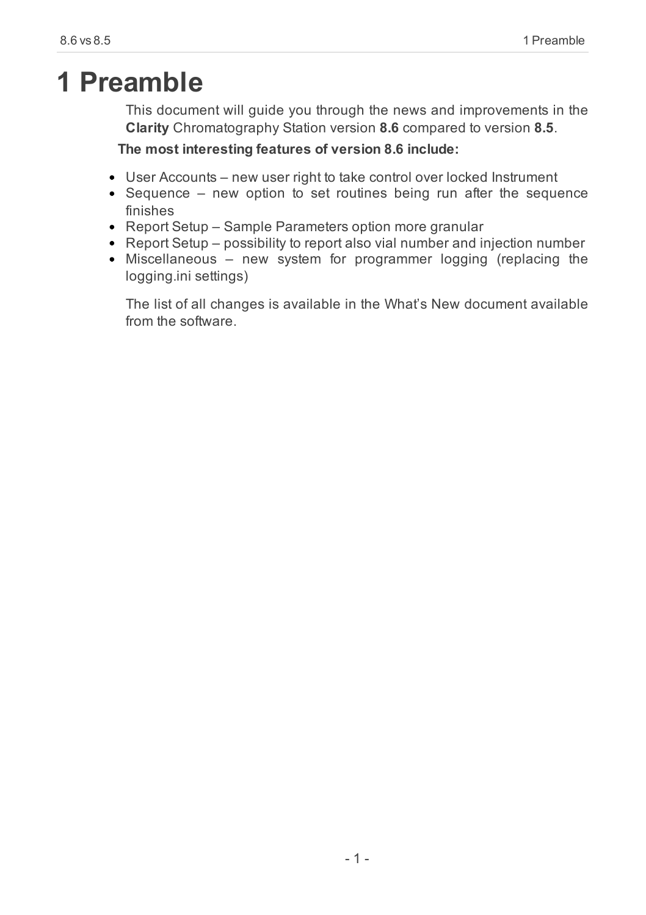# 1 Preamble

This document will guide you through the news and improvements in the **Clarity** Chromatography Station version **8.6** compared to version **8.5**.

**The most interesting features of version 8.6 include:**

- User Accounts – new user right to take control over locked Instrument
- Sequence – new option to set routines being run after the sequence finishes
- Report Setup – Sample Parameters option more granular
- Report Setup – possibility to report also vial number and injection number
- Miscellaneous – new system for programmer logging (replacing the logging.ini settings)

The list of all changes is available in the What’s New document available from the software.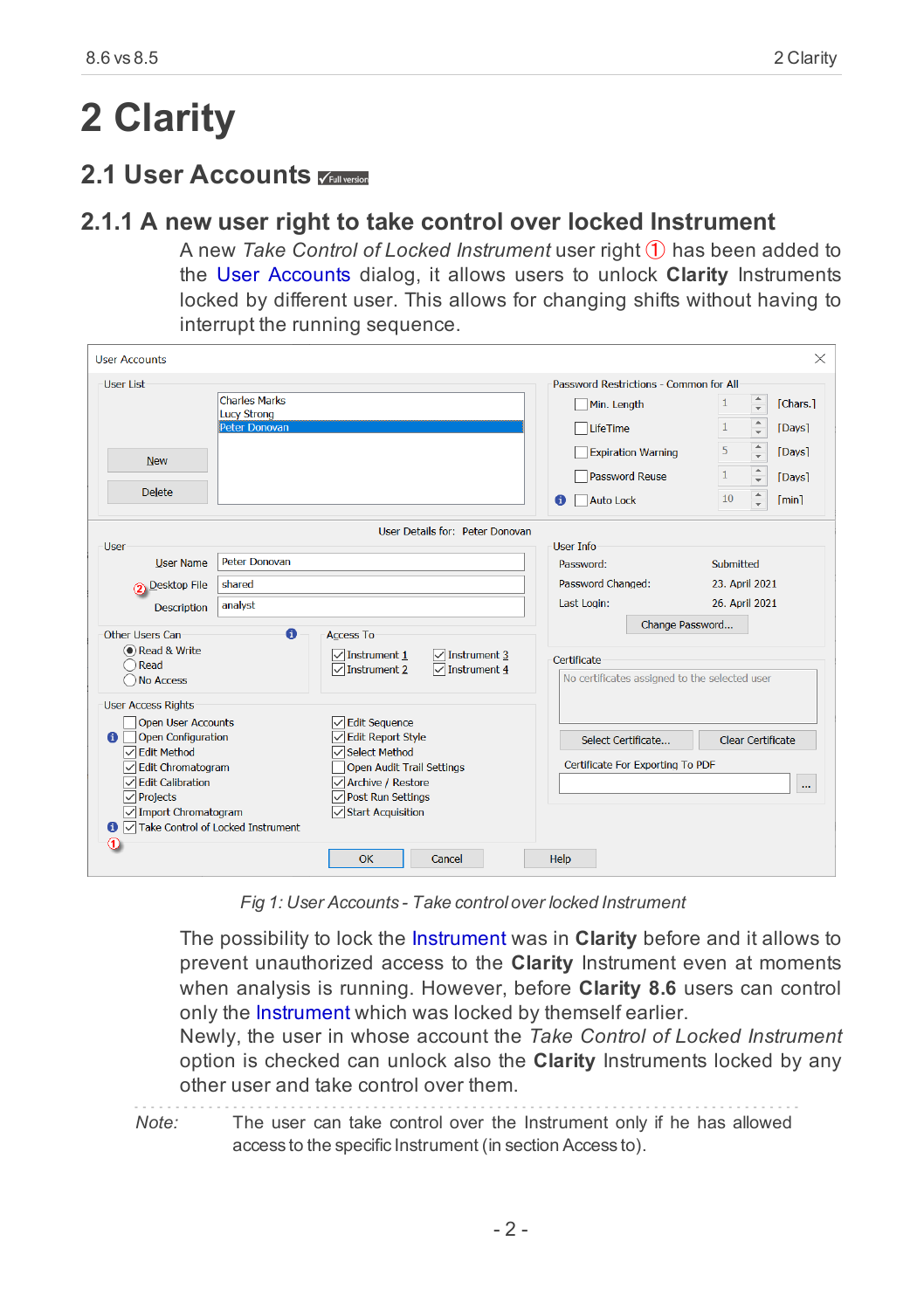# 2 Clarity

## 2.1 User Accounts

### 2.1.1 A new user right to take control over locked Instrument

A new *Take Control of Locked Instrument* user right ① has been added to the User Accounts dialog, it allows users to unlock **Clarity** Instruments locked by different user. This allows for changing shifts without having to interrupt the running sequence.

*Fig 1: User Accounts - Take control over locked Instrument*

The possibility to lock the Instrument was in **Clarity** before and it allows to prevent unauthorized access to the **Clarity** Instrument even at moments when analysis is running. However, before **Clarity 8.6** users can control only the Instrument which was locked by themself earlier.

Newly, the user in whose account the *Take Control of Locked Instrument* option is checked can unlock also the **Clarity** Instruments locked by any other user and take control over them.

*Note:* The user can take control over the Instrument only if he has allowed access to the specific Instrument (in section Access to).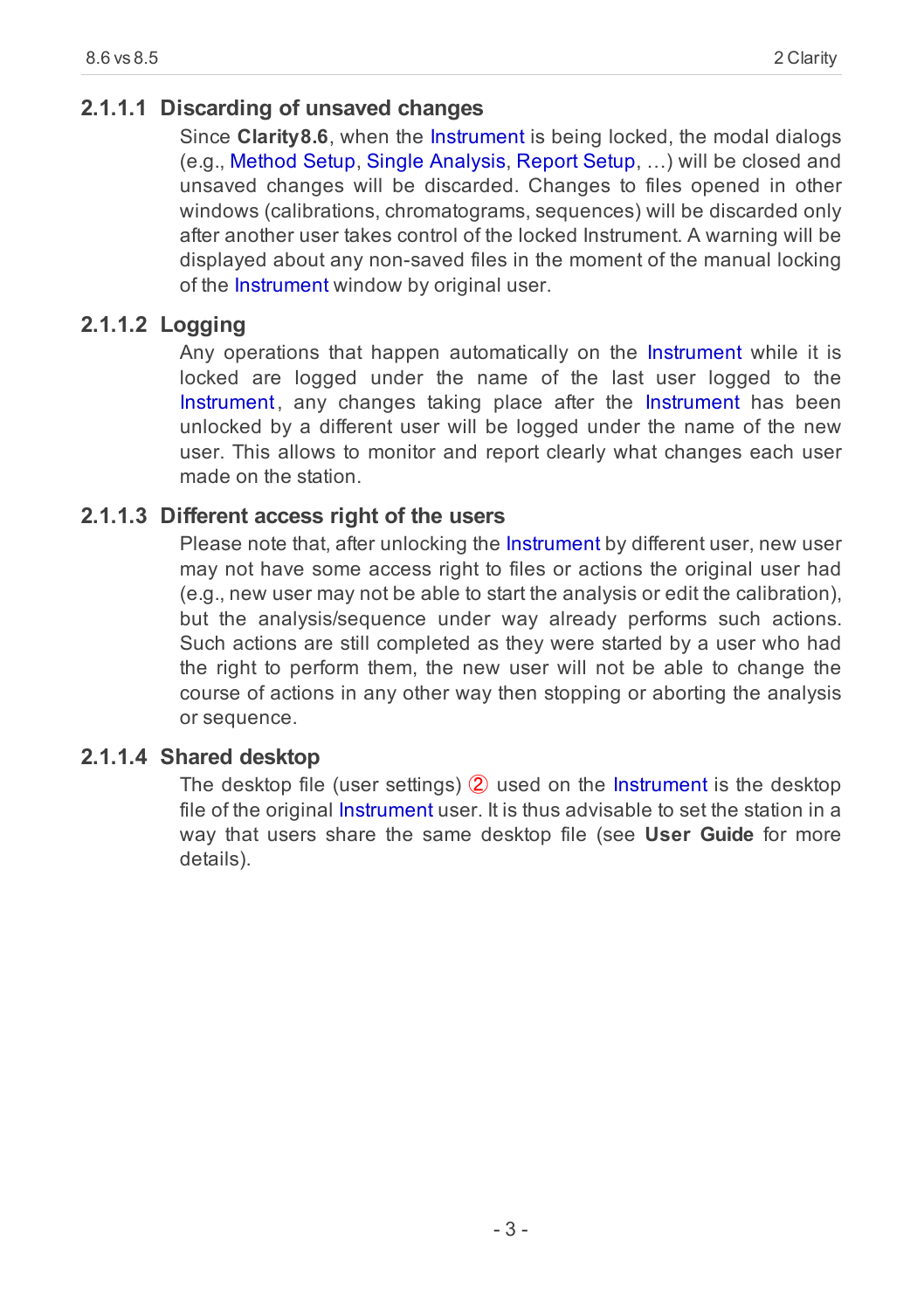#### 2.1.1.1 Discarding of unsaved changes

Since **Clarity8.6**, when the Instrument is being locked, the modal dialogs (e.g., Method Setup, Single Analysis, Report Setup, …) will be closed and unsaved changes will be discarded. Changes to files opened in other windows (calibrations, chromatograms, sequences) will be discarded only after another user takes control of the locked Instrument. A warning will be displayed about any non-saved files in the moment of the manual locking of the Instrument window by original user.

#### 2.1.1.2 Logging

Any operations that happen automatically on the Instrument while it is locked are logged under the name of the last user logged to the Instrument, any changes taking place after the Instrument has been unlocked by a different user will be logged under the name of the new user. This allows to monitor and report clearly what changes each user made on the station.

#### 2.1.1.3 Different access right of the users

Please note that, after unlocking the Instrument by different user, new user may not have some access right to files or actions the original user had (e.g., new user may not be able to start the analysis or edit the calibration), but the analysis/sequence under way already performs such actions. Such actions are still completed as they were started by a user who had the right to perform them, the new user will not be able to change the course of actions in any other way then stopping or aborting the analysis or sequence.

#### 2.1.1.4 Shared desktop

The desktop file (user settings) ② used on the Instrument is the desktop file of the original Instrument user. It is thus advisable to set the station in a way that users share the same desktop file (see **User Guide** for more details).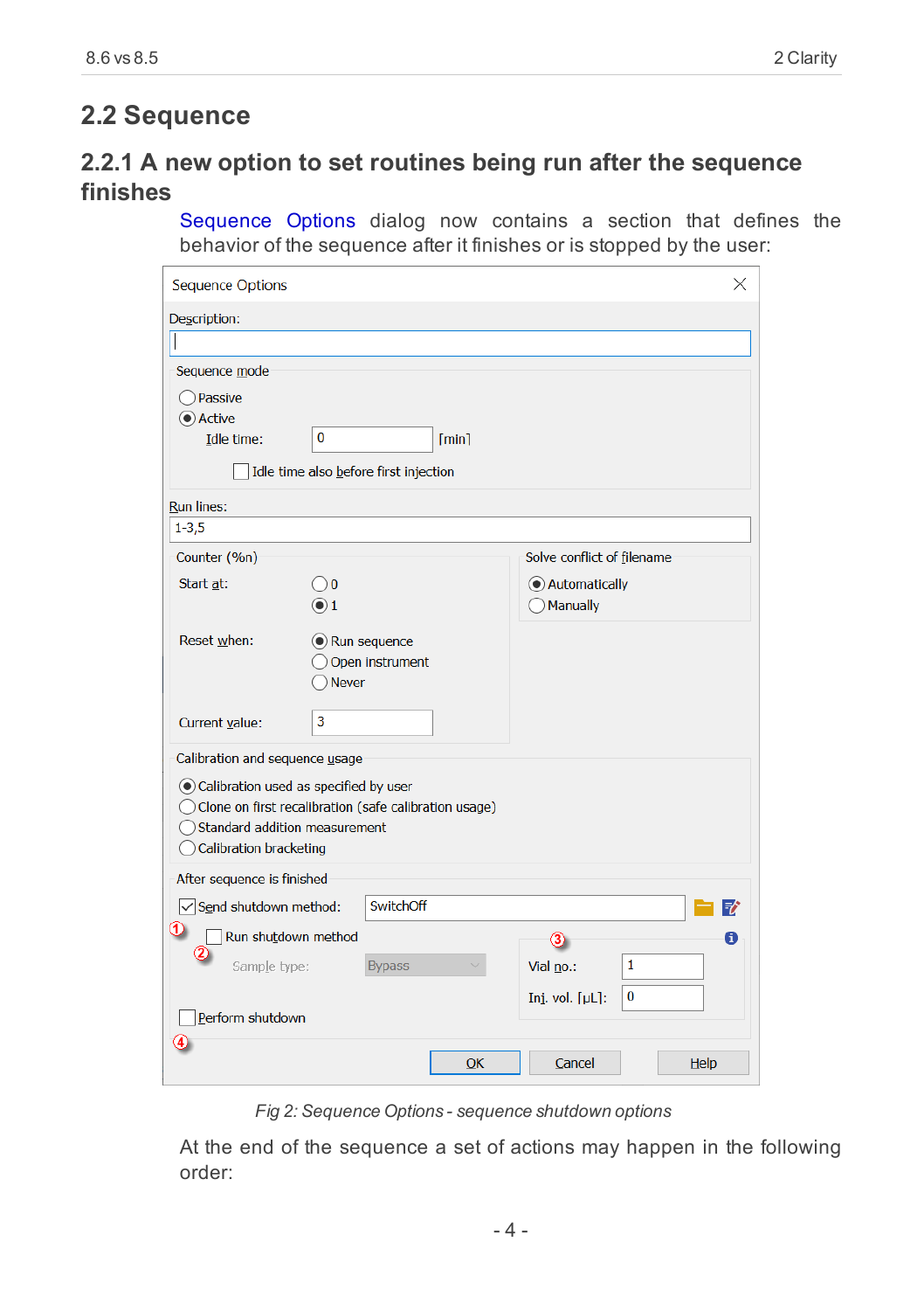## 2.2 Sequence

### 2.2.1 A new option to set routines being run after the sequence finishes

Sequence Options dialog now contains a section that defines the behavior of the sequence after it finishes or is stopped by the user:

*Fig 2: Sequence Options - sequence shutdown options*

At the end of the sequence a set of actions may happen in the following order: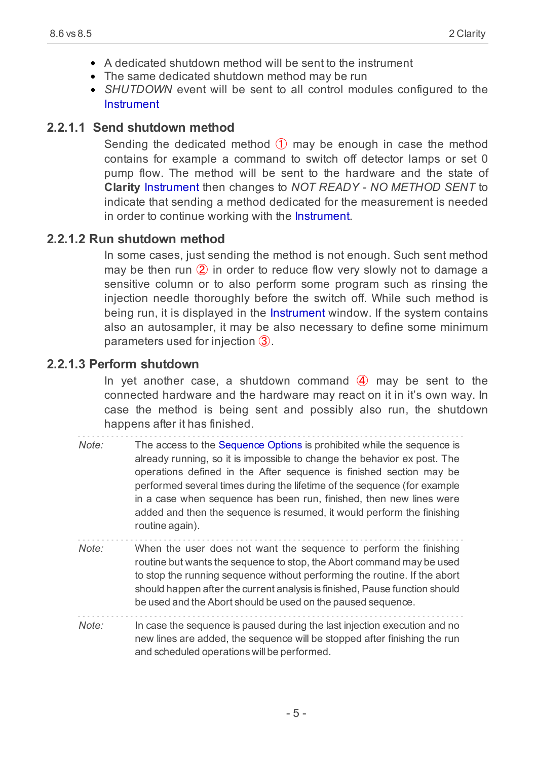- A dedicated shutdown method will be sent to the instrument
- The same dedicated shutdown method may be run
- *SHUTDOWN* event will be sent to all control modules configured to the Instrument

#### 2.2.1.1 Send shutdown method

Sending the dedicated method ① may be enough in case the method contains for example a command to switch off detector lamps or set 0 pump flow. The method will be sent to the hardware and the state of **Clarity** Instrument then changes to *NOT READY - NO METHOD SENT* to indicate that sending a method dedicated for the measurement is needed in order to continue working with the Instrument.

#### 2.2.1.2 Run shutdown method

In some cases, just sending the method is not enough. Such sent method may be then run ② in order to reduce flow very slowly not to damage a sensitive column or to also perform some program such as rinsing the injection needle thoroughly before the switch off. While such method is being run, it is displayed in the Instrument window. If the system contains also an autosampler, it may be also necessary to define some minimum parameters used for injection ③.

#### 2.2.1.3 Perform shutdown

In yet another case, a shutdown command ④ may be sent to the connected hardware and the hardware may react on it in it's own way. In case the method is being sent and possibly also run, the shutdown happens after it has finished.

*Note:* The access to the Sequence Options is prohibited while the sequence is already running, so it is impossible to change the behavior ex post. The operations defined in the After sequence is finished section may be performed several times during the lifetime of the sequence (for example in a case when sequence has been run, finished, then new lines were added and then the sequence is resumed, it would perform the finishing routine again).

*Note:* When the user does not want the sequence to perform the finishing routine but wants the sequence to stop, the Abort command may be used to stop the running sequence without performing the routine. If the abort should happen after the current analysis is finished, Pause function should be used and the Abort should be used on the paused sequence.

*Note:* In case the sequence is paused during the last injection execution and no new lines are added, the sequence will be stopped after finishing the run and scheduled operations will be performed.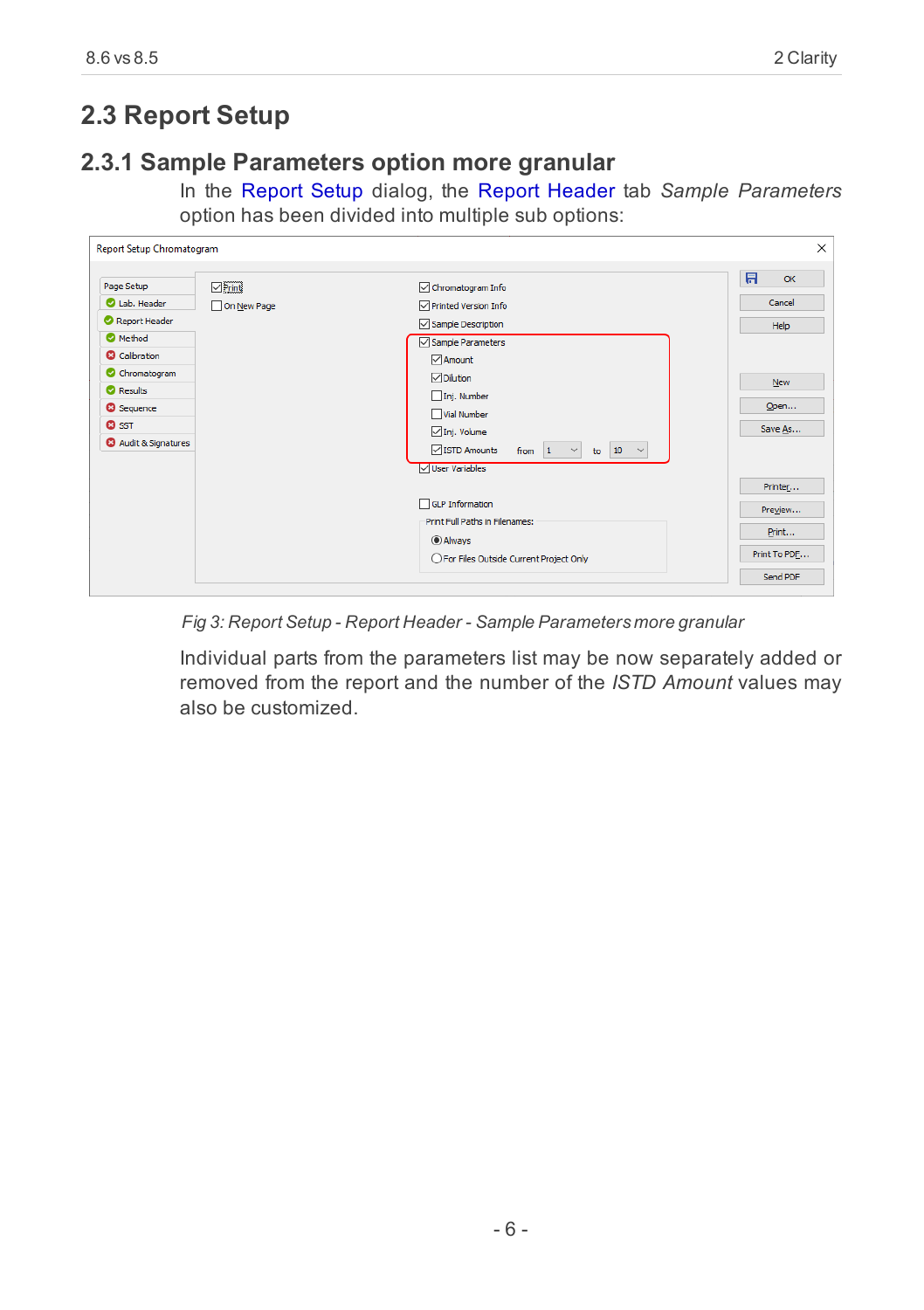## 2.3 Report Setup

### 2.3.1 Sample Parameters option more granular

In the Report Setup dialog, the Report Header tab *Sample Parameters* option has been divided into multiple sub options:

*Fig 3: Report Setup - Report Header - Sample Parameters more granular*

Individual parts from the parameters list may be now separately added or removed from the report and the number of the *ISTD Amount* values may also be customized.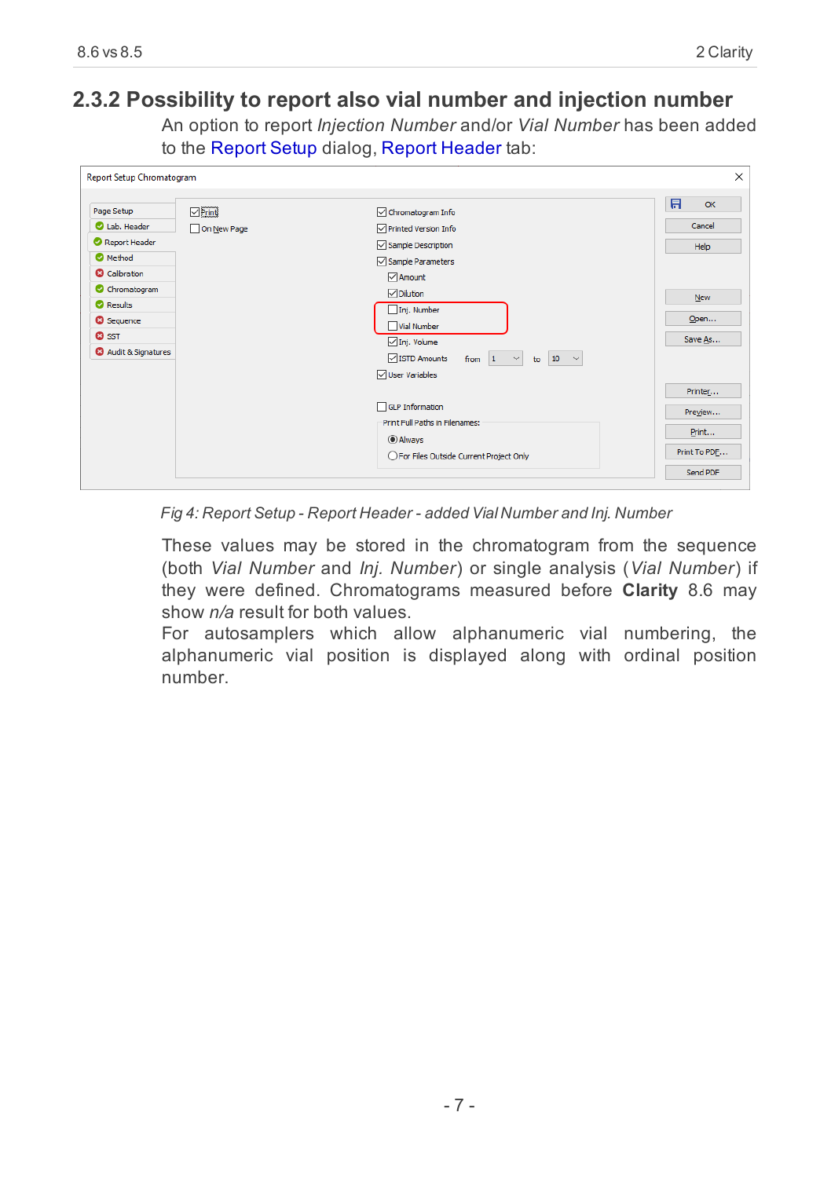### 2.3.2 Possibility to report also vial number and injection number

An option to report *Injection Number* and/or *Vial Number* has been added to the Report Setup dialog, Report Header tab:

*Fig 4: Report Setup - Report Header - added Vial Number and Inj. Number*

These values may be stored in the chromatogram from the sequence (both *Vial Number* and *Inj. Number*) or single analysis (*Vial Number*) if they were defined. Chromatograms measured before **Clarity** 8.6 may show *n/a* result for both values.

For autosamplers which allow alphanumeric vial numbering, the alphanumeric vial position is displayed along with ordinal position number.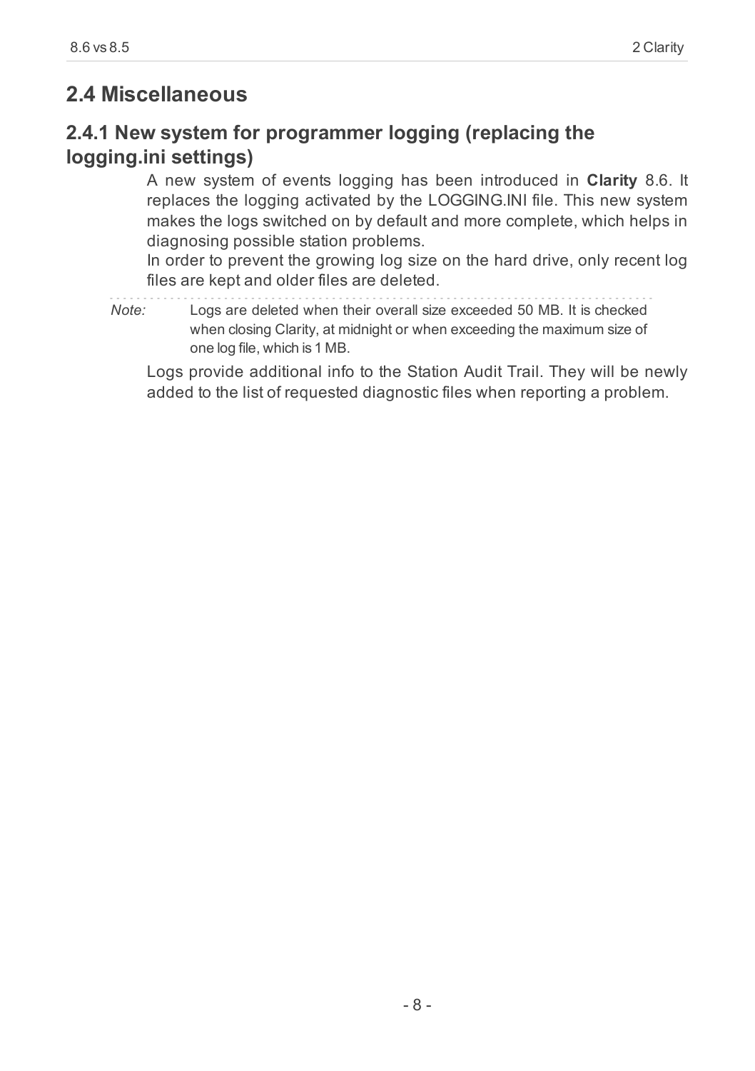## 2.4 Miscellaneous

### 2.4.1 New system for programmer logging (replacing the logging.ini settings)

A new system of events logging has been introduced in **Clarity** 8.6. It replaces the logging activated by the LOGGING.INI file. This new system makes the logs switched on by default and more complete, which helps in diagnosing possible station problems.

In order to prevent the growing log size on the hard drive, only recent log files are kept and older files are deleted.

*Note:* Logs are deleted when their overall size exceeded 50 MB. It is checked when closing Clarity, at midnight or when exceeding the maximum size of one log file, which is 1 MB.

Logs provide additional info to the Station Audit Trail. They will be newly added to the list of requested diagnostic files when reporting a problem.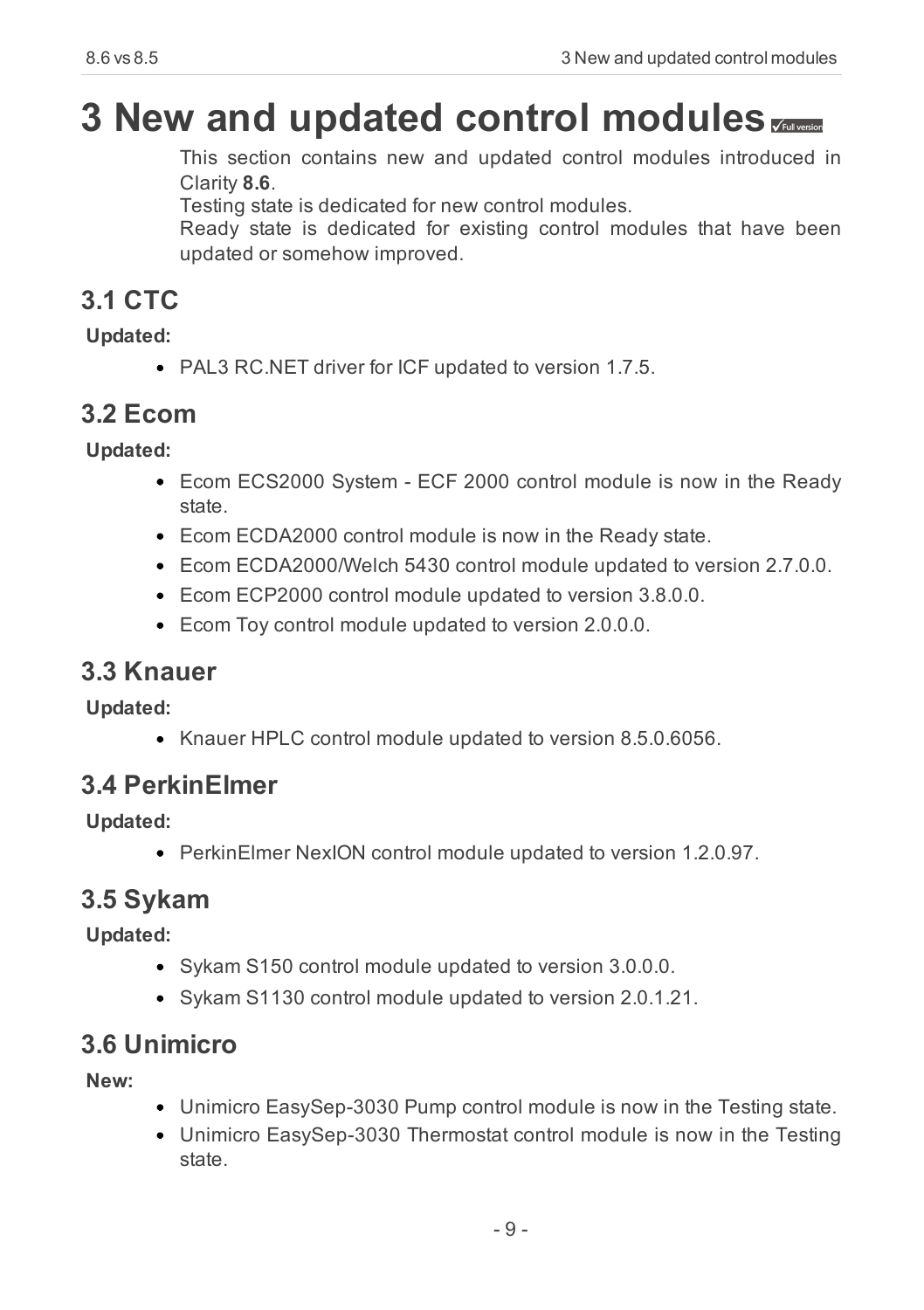# 3 New and updated control modules

This section contains new and updated control modules introduced in Clarity **8.6**.
Testing state is dedicated for new control modules.
Ready state is dedicated for existing control modules that have been updated or somehow improved.

## 3.1 CTC

**Updated:**

- PAL3 RC.NET driver for ICF updated to version 1.7.5.

## 3.2 Ecom

**Updated:**

- Ecom ECS2000 System - ECF 2000 control module is now in the Ready state.
- Ecom ECDA2000 control module is now in the Ready state.
- Ecom ECDA2000/Welch 5430 control module updated to version 2.7.0.0.
- Ecom ECP2000 control module updated to version 3.8.0.0.
- Ecom Toy control module updated to version 2.0.0.0.

## 3.3 Knauer

**Updated:**

- Knauer HPLC control module updated to version 8.5.0.6056.

## 3.4 PerkinElmer

**Updated:**

- PerkinElmer NexION control module updated to version 1.2.0.97.

## 3.5 Sykam

**Updated:**

- Sykam S150 control module updated to version 3.0.0.0.
- Sykam S1130 control module updated to version 2.0.1.21.

## 3.6 Unimicro

**New:**

- Unimicro EasySep-3030 Pump control module is now in the Testing state.
- Unimicro EasySep-3030 Thermostat control module is now in the Testing state.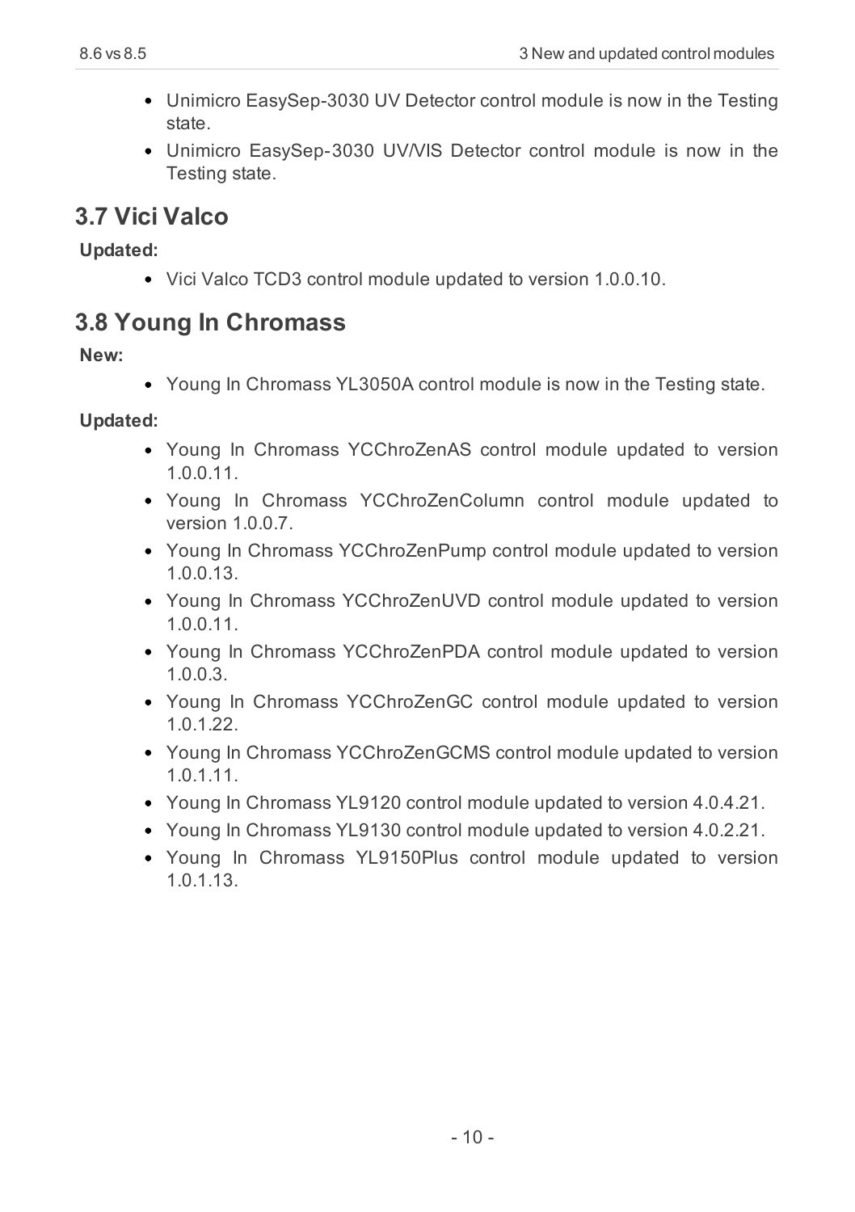- Unimicro EasySep-3030 UV Detector control module is now in the Testing state.
- Unimicro EasySep-3030 UV/VIS Detector control module is now in the Testing state.

## 3.7 Vici Valco

**Updated:**

- Vici Valco TCD3 control module updated to version 1.0.0.10.

## 3.8 Young In Chromass

**New:**

- Young In Chromass YL3050A control module is now in the Testing state.

**Updated:**

- Young In Chromass YCChroZenAS control module updated to version 1.0.0.11.
- Young In Chromass YCChroZenColumn control module updated to version 1.0.0.7.
- Young In Chromass YCChroZenPump control module updated to version 1.0.0.13.
- Young In Chromass YCChroZenUVD control module updated to version 1.0.0.11.
- Young In Chromass YCChroZenPDA control module updated to version 1.0.0.3.
- Young In Chromass YCChroZenGC control module updated to version 1.0.1.22.
- Young In Chromass YCChroZenGCMS control module updated to version 1.0.1.11.
- Young In Chromass YL9120 control module updated to version 4.0.4.21.
- Young In Chromass YL9130 control module updated to version 4.0.2.21.
- Young In Chromass YL9150Plus control module updated to version 1.0.1.13.